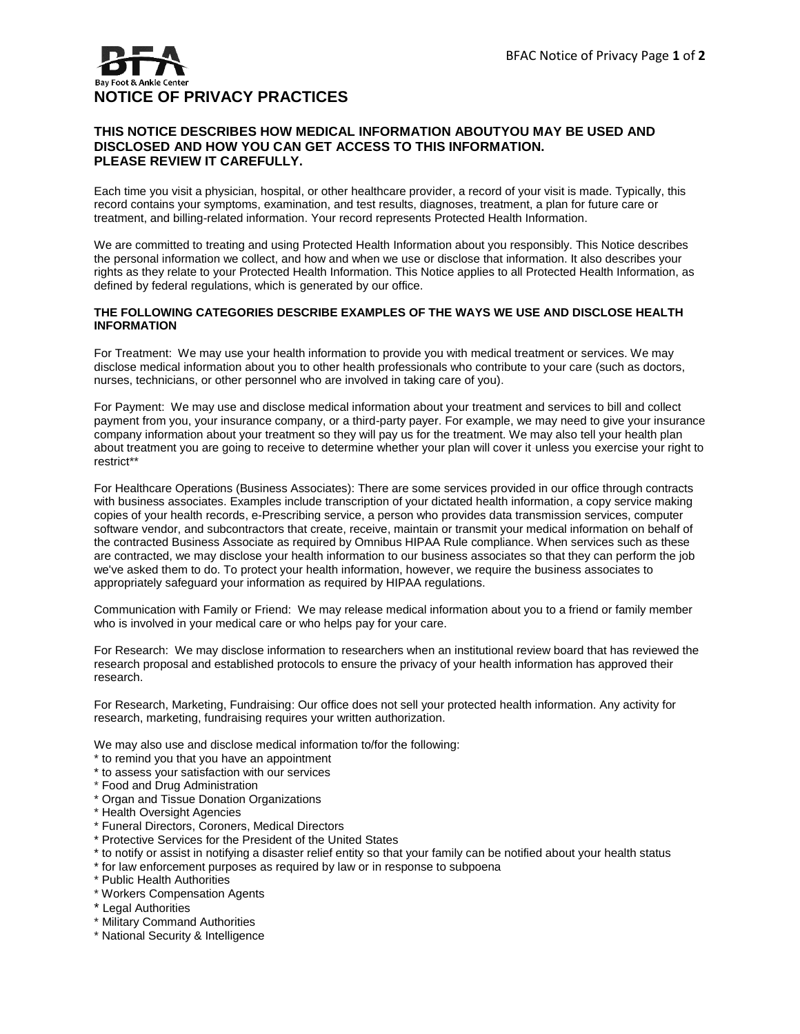Bay Foot & Ankle Center

# NOTICE OF PRIVACY PRACTICES

**THIS NOTICE DESCRIBES HOW MEDICAL INFORMATION ABOUTYOU MAY BE USED AND DISCLOSED AND HOW YOU CAN GET ACCESS TO THIS INFORMATION. PLEASE REVIEW IT CAREFULLY.**

Each time you visit a physician, hospital, or other healthcare provider, a record of your visit is made. Typically, this record contains your symptoms, examination, and test results, diagnoses, treatment, a plan for future care or treatment, and billing-related information. Your record represents Protected Health Information.

We are committed to treating and using Protected Health Information about you responsibly. This Notice describes the personal information we collect, and how and when we use or disclose that information. It also describes your rights as they relate to your Protected Health Information. This Notice applies to all Protected Health Information, as defined by federal regulations, which is generated by our office.

**THE FOLLOWING CATEGORIES DESCRIBE EXAMPLES OF THE WAYS WE USE AND DISCLOSE HEALTH INFORMATION**

For Treatment: We may use your health information to provide you with medical treatment or services. We may disclose medical information about you to other health professionals who contribute to your care (such as doctors, nurses, technicians, or other personnel who are involved in taking care of you).

For Payment: We may use and disclose medical information about your treatment and services to bill and collect payment from you, your insurance company, or a third-party payer. For example, we may need to give your insurance company information about your treatment so they will pay us for the treatment. We may also tell your health plan about treatment you are going to receive to determine whether your plan will cover it unless you exercise your right to restrict**

For Healthcare Operations (Business Associates): There are some services provided in our office through contracts with business associates. Examples include transcription of your dictated health information, a copy service making copies of your health records, e-Prescribing service, a person who provides data transmission services, computer software vendor, and subcontractors that create, receive, maintain or transmit your medical information on behalf of the contracted Business Associate as required by Omnibus HIPAA Rule compliance. When services such as these are contracted, we may disclose your health information to our business associates so that they can perform the job we've asked them to do. To protect your health information, however, we require the business associates to appropriately safeguard your information as required by HIPAA regulations.

Communication with Family or Friend: We may release medical information about you to a friend or family member who is involved in your medical care or who helps pay for your care.

For Research: We may disclose information to researchers when an institutional review board that has reviewed the research proposal and established protocols to ensure the privacy of your health information has approved their research.

For Research, Marketing, Fundraising: Our office does not sell your protected health information. Any activity for research, marketing, fundraising requires your written authorization.

We may also use and disclose medical information to/for the following:

* to remind you that you have an appointment
* to assess your satisfaction with our services
* Food and Drug Administration
* Organ and Tissue Donation Organizations
* Health Oversight Agencies
* Funeral Directors, Coroners, Medical Directors
* Protective Services for the President of the United States
* to notify or assist in notifying a disaster relief entity so that your family can be notified about your health status
* for law enforcement purposes as required by law or in response to subpoena
* Public Health Authorities
* Workers Compensation Agents
* Legal Authorities
* Military Command Authorities
* National Security & Intelligence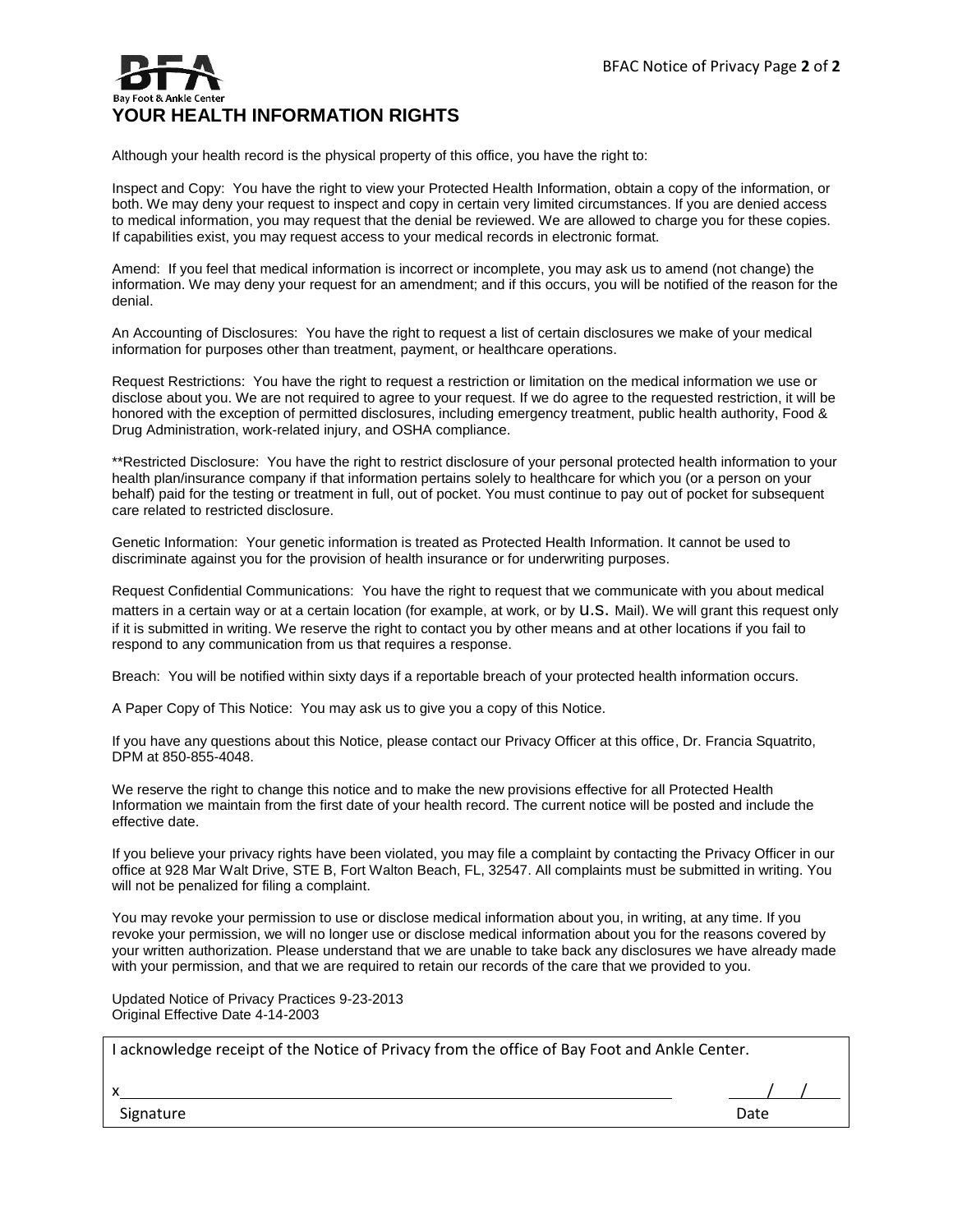Bay Foot & Ankle Center

# YOUR HEALTH INFORMATION RIGHTS

Although your health record is the physical property of this office, you have the right to:

Inspect and Copy: You have the right to view your Protected Health Information, obtain a copy of the information, or both. We may deny your request to inspect and copy in certain very limited circumstances. If you are denied access to medical information, you may request that the denial be reviewed. We are allowed to charge you for these copies. If capabilities exist, you may request access to your medical records in electronic format.

Amend: If you feel that medical information is incorrect or incomplete, you may ask us to amend (not change) the information. We may deny your request for an amendment; and if this occurs, you will be notified of the reason for the denial.

An Accounting of Disclosures: You have the right to request a list of certain disclosures we make of your medical information for purposes other than treatment, payment, or healthcare operations.

Request Restrictions: You have the right to request a restriction or limitation on the medical information we use or disclose about you. We are not required to agree to your request. If we do agree to the requested restriction, it will be honored with the exception of permitted disclosures, including emergency treatment, public health authority, Food & Drug Administration, work-related injury, and OSHA compliance.

**Restricted Disclosure: You have the right to restrict disclosure of your personal protected health information to your health plan/insurance company if that information pertains solely to healthcare for which you (or a person on your behalf) paid for the testing or treatment in full, out of pocket. You must continue to pay out of pocket for subsequent care related to restricted disclosure.

Genetic Information: Your genetic information is treated as Protected Health Information. It cannot be used to discriminate against you for the provision of health insurance or for underwriting purposes.

Request Confidential Communications: You have the right to request that we communicate with you about medical matters in a certain way or at a certain location (for example, at work, or by U.S. Mail). We will grant this request only if it is submitted in writing. We reserve the right to contact you by other means and at other locations if you fail to respond to any communication from us that requires a response.

Breach: You will be notified within sixty days if a reportable breach of your protected health information occurs.

A Paper Copy of This Notice: You may ask us to give you a copy of this Notice.

If you have any questions about this Notice, please contact our Privacy Officer at this office, Dr. Francia Squatrito, DPM at 850-855-4048.

We reserve the right to change this notice and to make the new provisions effective for all Protected Health Information we maintain from the first date of your health record. The current notice will be posted and include the effective date.

If you believe your privacy rights have been violated, you may file a complaint by contacting the Privacy Officer in our office at 928 Mar Walt Drive, STE B, Fort Walton Beach, FL, 32547. All complaints must be submitted in writing. You will not be penalized for filing a complaint.

You may revoke your permission to use or disclose medical information about you, in writing, at any time. If you revoke your permission, we will no longer use or disclose medical information about you for the reasons covered by your written authorization. Please understand that we are unable to take back any disclosures we have already made with your permission, and that we are required to retain our records of the care that we provided to you.

Updated Notice of Privacy Practices 9-23-2013
Original Effective Date 4-14-2003

I acknowledge receipt of the Notice of Privacy from the office of Bay Foot and Ankle Center.

x\_\_\_\_\_\_\_\_\_\_\_\_\_\_\_\_\_\_\_\_\_\_\_\_\_\_\_\_\_\_\_\_\_\_\_\_\_\_\_\_ \_\_\_\_/\_\_\_/\_\_\_\_

Signature Date